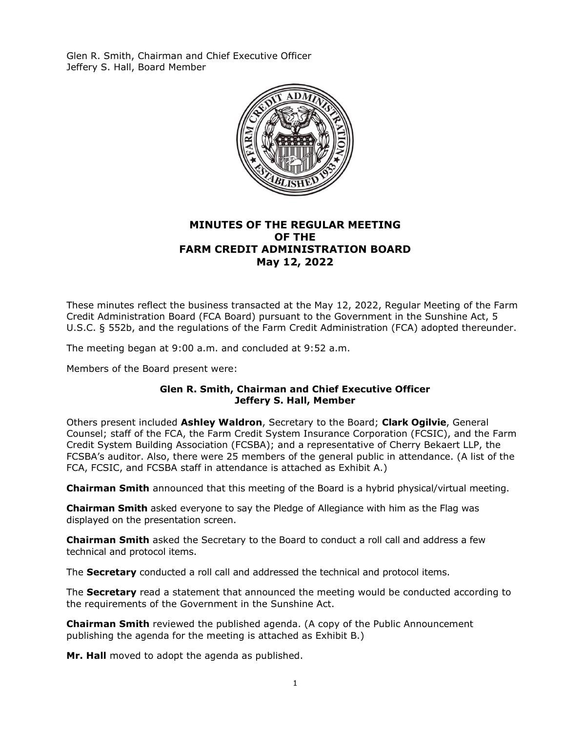Glen R. Smith, Chairman and Chief Executive Officer
Jeffery S. Hall, Board Member

# MINUTES OF THE REGULAR MEETING OF THE FARM CREDIT ADMINISTRATION BOARD May 12, 2022

These minutes reflect the business transacted at the May 12, 2022, Regular Meeting of the Farm Credit Administration Board (FCA Board) pursuant to the Government in the Sunshine Act, 5 U.S.C. § 552b, and the regulations of the Farm Credit Administration (FCA) adopted thereunder.

The meeting began at 9:00 a.m. and concluded at 9:52 a.m.

Members of the Board present were:

**Glen R. Smith, Chairman and Chief Executive Officer**
**Jeffery S. Hall, Member**

Others present included **Ashley Waldron**, Secretary to the Board; **Clark Ogilvie**, General Counsel; staff of the FCA, the Farm Credit System Insurance Corporation (FCSIC), and the Farm Credit System Building Association (FCSBA); and a representative of Cherry Bekaert LLP, the FCSBA's auditor. Also, there were 25 members of the general public in attendance. (A list of the FCA, FCSIC, and FCSBA staff in attendance is attached as Exhibit A.)

**Chairman Smith** announced that this meeting of the Board is a hybrid physical/virtual meeting.

**Chairman Smith** asked everyone to say the Pledge of Allegiance with him as the Flag was displayed on the presentation screen.

**Chairman Smith** asked the Secretary to the Board to conduct a roll call and address a few technical and protocol items.

The **Secretary** conducted a roll call and addressed the technical and protocol items.

The **Secretary** read a statement that announced the meeting would be conducted according to the requirements of the Government in the Sunshine Act.

**Chairman Smith** reviewed the published agenda. (A copy of the Public Announcement publishing the agenda for the meeting is attached as Exhibit B.)

**Mr. Hall** moved to adopt the agenda as published.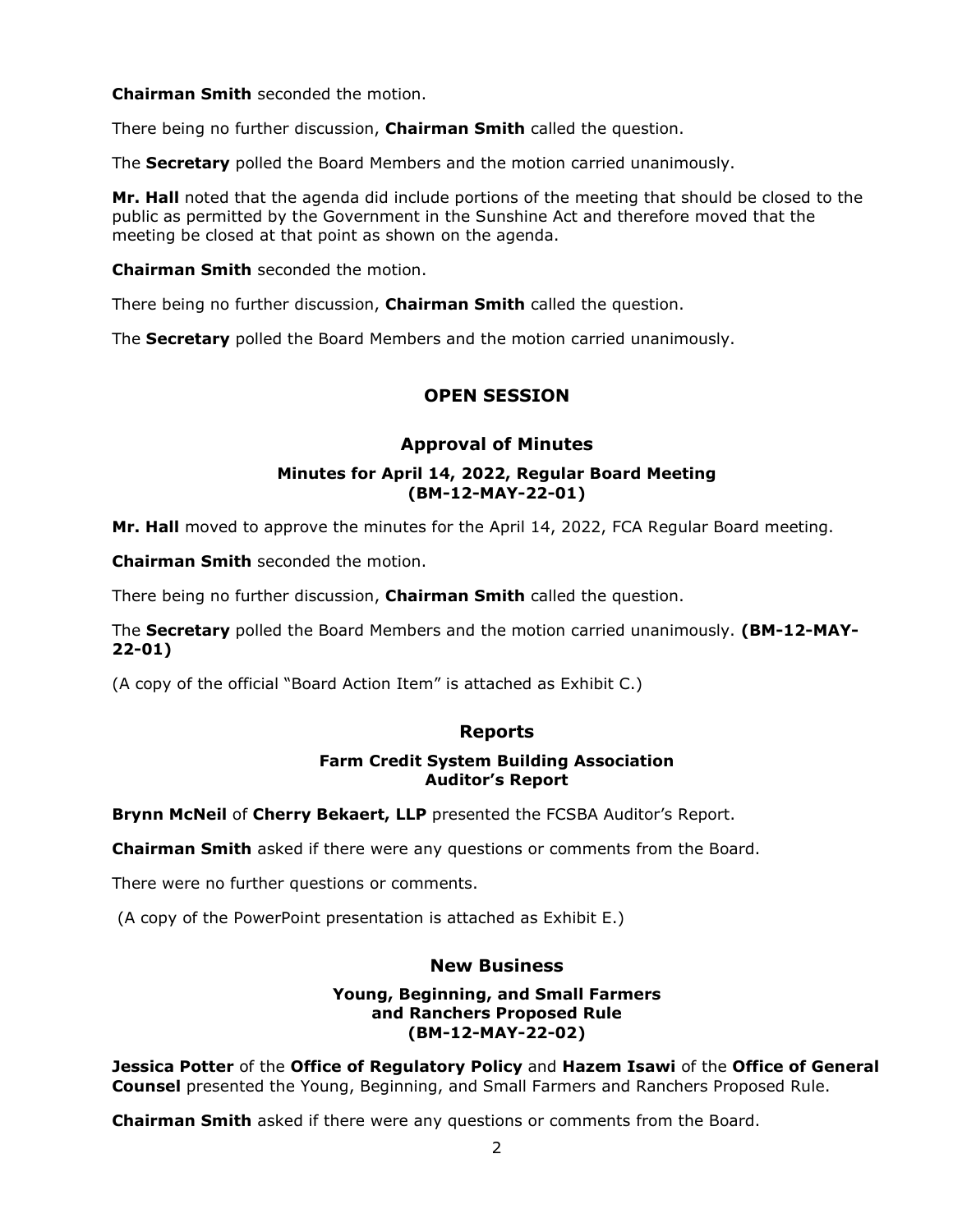**Chairman Smith** seconded the motion.

There being no further discussion, **Chairman Smith** called the question.

The **Secretary** polled the Board Members and the motion carried unanimously.

**Mr. Hall** noted that the agenda did include portions of the meeting that should be closed to the public as permitted by the Government in the Sunshine Act and therefore moved that the meeting be closed at that point as shown on the agenda.

**Chairman Smith** seconded the motion.

There being no further discussion, **Chairman Smith** called the question.

The **Secretary** polled the Board Members and the motion carried unanimously.

## OPEN SESSION

### Approval of Minutes

#### Minutes for April 14, 2022, Regular Board Meeting (BM-12-MAY-22-01)

**Mr. Hall** moved to approve the minutes for the April 14, 2022, FCA Regular Board meeting.

**Chairman Smith** seconded the motion.

There being no further discussion, **Chairman Smith** called the question.

The **Secretary** polled the Board Members and the motion carried unanimously. **(BM-12-MAY-22-01)**

(A copy of the official "Board Action Item" is attached as Exhibit C.)

### Reports

#### Farm Credit System Building Association Auditor's Report

**Brynn McNeil** of **Cherry Bekaert, LLP** presented the FCSBA Auditor's Report.

**Chairman Smith** asked if there were any questions or comments from the Board.

There were no further questions or comments.

(A copy of the PowerPoint presentation is attached as Exhibit E.)

### New Business

#### Young, Beginning, and Small Farmers and Ranchers Proposed Rule (BM-12-MAY-22-02)

**Jessica Potter** of the **Office of Regulatory Policy** and **Hazem Isawi** of the **Office of General Counsel** presented the Young, Beginning, and Small Farmers and Ranchers Proposed Rule.

**Chairman Smith** asked if there were any questions or comments from the Board.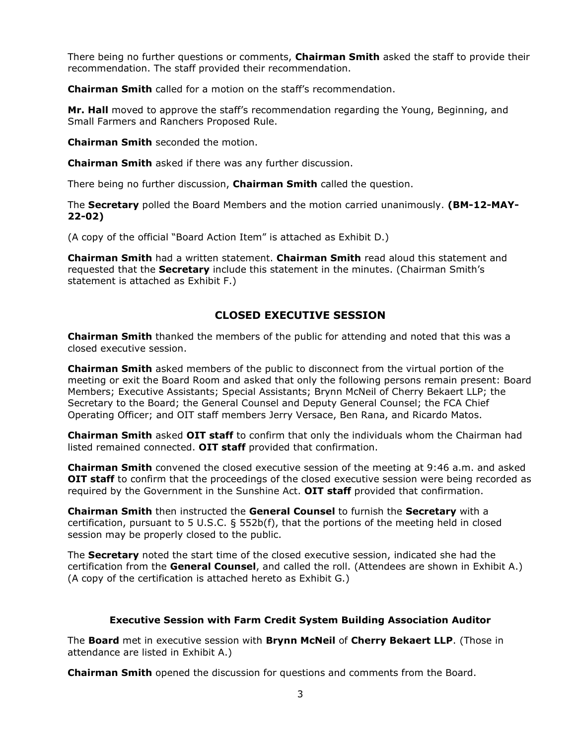There being no further questions or comments, **Chairman Smith** asked the staff to provide their recommendation. The staff provided their recommendation.

**Chairman Smith** called for a motion on the staff's recommendation.

**Mr. Hall** moved to approve the staff's recommendation regarding the Young, Beginning, and Small Farmers and Ranchers Proposed Rule.

**Chairman Smith** seconded the motion.

**Chairman Smith** asked if there was any further discussion.

There being no further discussion, **Chairman Smith** called the question.

The **Secretary** polled the Board Members and the motion carried unanimously. **(BM-12-MAY-22-02)**

(A copy of the official "Board Action Item" is attached as Exhibit D.)

**Chairman Smith** had a written statement. **Chairman Smith** read aloud this statement and requested that the **Secretary** include this statement in the minutes. (Chairman Smith's statement is attached as Exhibit F.)

## CLOSED EXECUTIVE SESSION

**Chairman Smith** thanked the members of the public for attending and noted that this was a closed executive session.

**Chairman Smith** asked members of the public to disconnect from the virtual portion of the meeting or exit the Board Room and asked that only the following persons remain present: Board Members; Executive Assistants; Special Assistants; Brynn McNeil of Cherry Bekaert LLP; the Secretary to the Board; the General Counsel and Deputy General Counsel; the FCA Chief Operating Officer; and OIT staff members Jerry Versace, Ben Rana, and Ricardo Matos.

**Chairman Smith** asked **OIT staff** to confirm that only the individuals whom the Chairman had listed remained connected. **OIT staff** provided that confirmation.

**Chairman Smith** convened the closed executive session of the meeting at 9:46 a.m. and asked **OIT staff** to confirm that the proceedings of the closed executive session were being recorded as required by the Government in the Sunshine Act. **OIT staff** provided that confirmation.

**Chairman Smith** then instructed the **General Counsel** to furnish the **Secretary** with a certification, pursuant to 5 U.S.C. § 552b(f), that the portions of the meeting held in closed session may be properly closed to the public.

The **Secretary** noted the start time of the closed executive session, indicated she had the certification from the **General Counsel**, and called the roll. (Attendees are shown in Exhibit A.) (A copy of the certification is attached hereto as Exhibit G.)

### Executive Session with Farm Credit System Building Association Auditor

The **Board** met in executive session with **Brynn McNeil** of **Cherry Bekaert LLP**. (Those in attendance are listed in Exhibit A.)

**Chairman Smith** opened the discussion for questions and comments from the Board.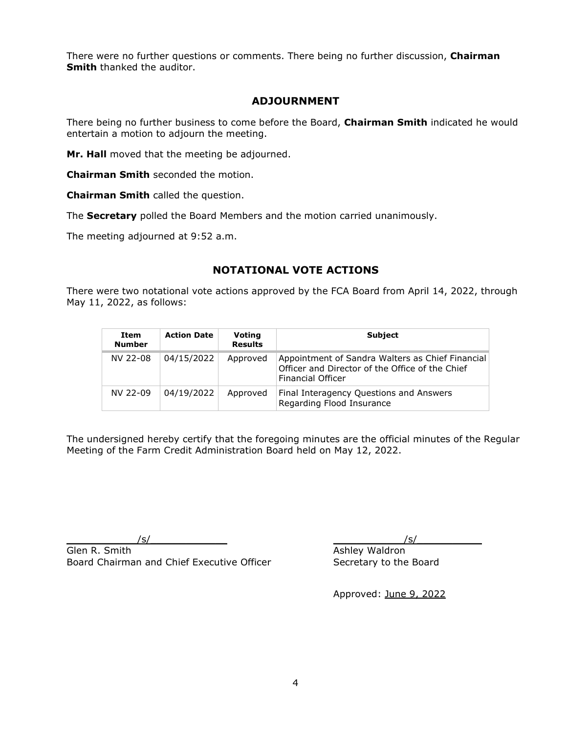There were no further questions or comments. There being no further discussion, **Chairman Smith** thanked the auditor.

## ADJOURNMENT

There being no further business to come before the Board, **Chairman Smith** indicated he would entertain a motion to adjourn the meeting.

**Mr. Hall** moved that the meeting be adjourned.

**Chairman Smith** seconded the motion.

**Chairman Smith** called the question.

The **Secretary** polled the Board Members and the motion carried unanimously.

The meeting adjourned at 9:52 a.m.

## NOTATIONAL VOTE ACTIONS

There were two notational vote actions approved by the FCA Board from April 14, 2022, through May 11, 2022, as follows:

| Item Number | Action Date | Voting Results | Subject |
|---|---|---|---|
| NV 22-08 | 04/15/2022 | Approved | Appointment of Sandra Walters as Chief Financial Officer and Director of the Office of the Chief Financial Officer |
| NV 22-09 | 04/19/2022 | Approved | Final Interagency Questions and Answers Regarding Flood Insurance |

The undersigned hereby certify that the foregoing minutes are the official minutes of the Regular Meeting of the Farm Credit Administration Board held on May 12, 2022.

/s/
Glen R. Smith
Board Chairman and Chief Executive Officer

/s/
Ashley Waldron
Secretary to the Board

Approved: June 9, 2022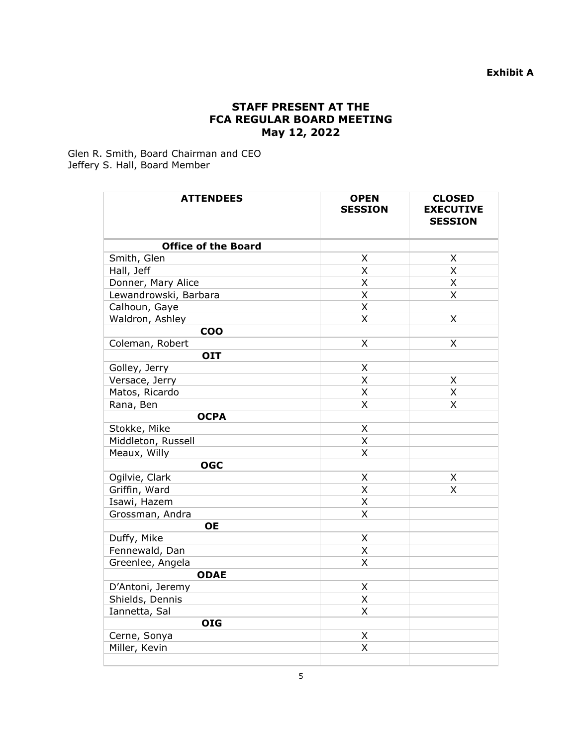**Exhibit A**

## STAFF PRESENT AT THE FCA REGULAR BOARD MEETING May 12, 2022

Glen R. Smith, Board Chairman and CEO
Jeffery S. Hall, Board Member

| ATTENDEES | OPEN SESSION | CLOSED EXECUTIVE SESSION |
|---|---|---|
| **Office of the Board** | | |
| Smith, Glen | X | X |
| Hall, Jeff | X | X |
| Donner, Mary Alice | X | X |
| Lewandrowski, Barbara | X | X |
| Calhoun, Gaye | X | |
| Waldron, Ashley | X | X |
| **COO** | | |
| Coleman, Robert | X | X |
| **OIT** | | |
| Golley, Jerry | X | |
| Versace, Jerry | X | X |
| Matos, Ricardo | X | X |
| Rana, Ben | X | X |
| **OCPA** | | |
| Stokke, Mike | X | |
| Middleton, Russell | X | |
| Meaux, Willy | X | |
| **OGC** | | |
| Ogilvie, Clark | X | X |
| Griffin, Ward | X | X |
| Isawi, Hazem | X | |
| Grossman, Andra | X | |
| **OE** | | |
| Duffy, Mike | X | |
| Fennewald, Dan | X | |
| Greenlee, Angela | X | |
| **ODAE** | | |
| D'Antoni, Jeremy | X | |
| Shields, Dennis | X | |
| Iannetta, Sal | X | |
| **OIG** | | |
| Cerne, Sonya | X | |
| Miller, Kevin | X | |
| | | |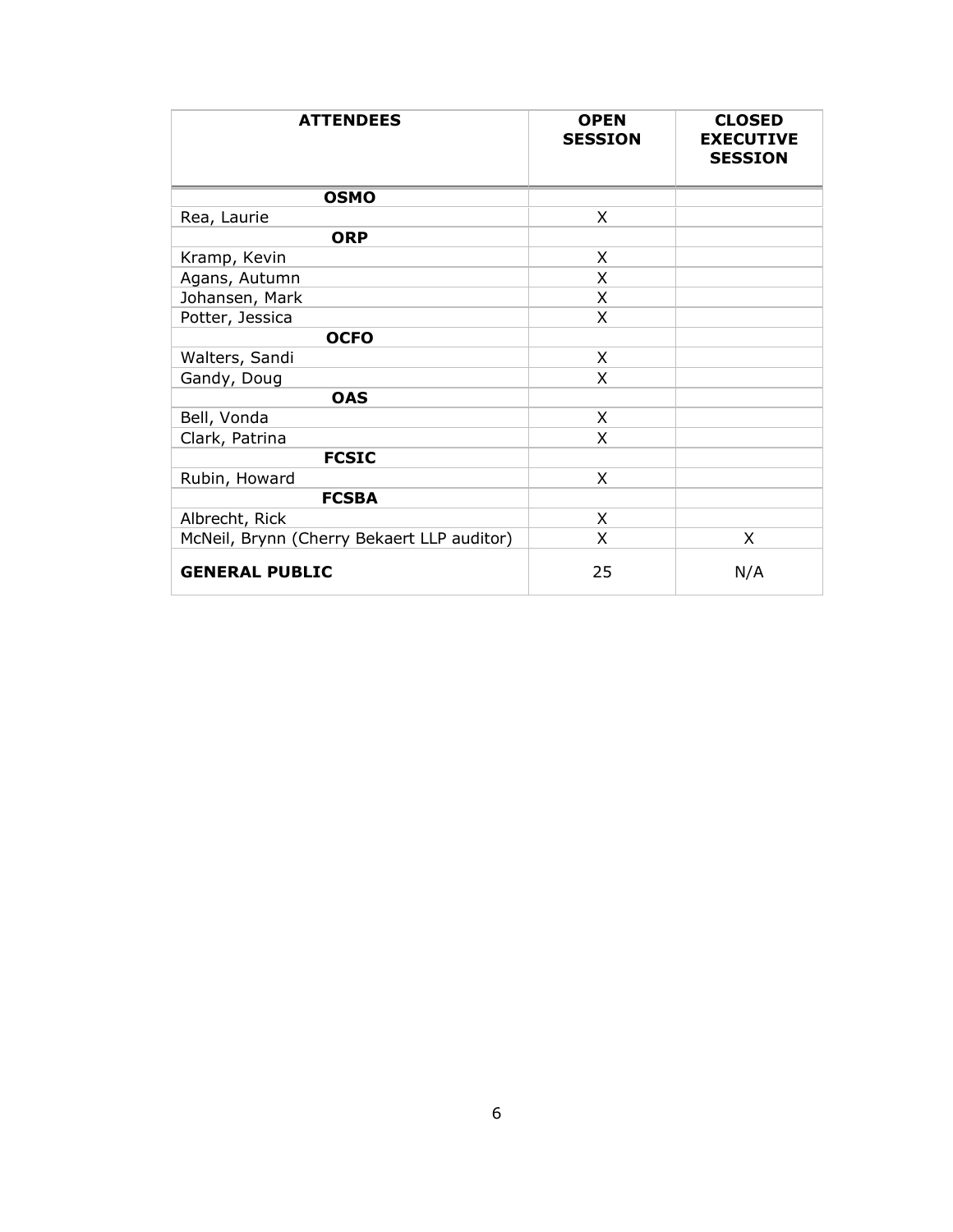| ATTENDEES | OPEN SESSION | CLOSED EXECUTIVE SESSION |
|---|---|---|
| **OSMO** | | |
| Rea, Laurie | X | |
| **ORP** | | |
| Kramp, Kevin | X | |
| Agans, Autumn | X | |
| Johansen, Mark | X | |
| Potter, Jessica | X | |
| **OCFO** | | |
| Walters, Sandi | X | |
| Gandy, Doug | X | |
| **OAS** | | |
| Bell, Vonda | X | |
| Clark, Patrina | X | |
| **FCSIC** | | |
| Rubin, Howard | X | |
| **FCSBA** | | |
| Albrecht, Rick | X | |
| McNeil, Brynn (Cherry Bekaert LLP auditor) | X | X |
| **GENERAL PUBLIC** | 25 | N/A |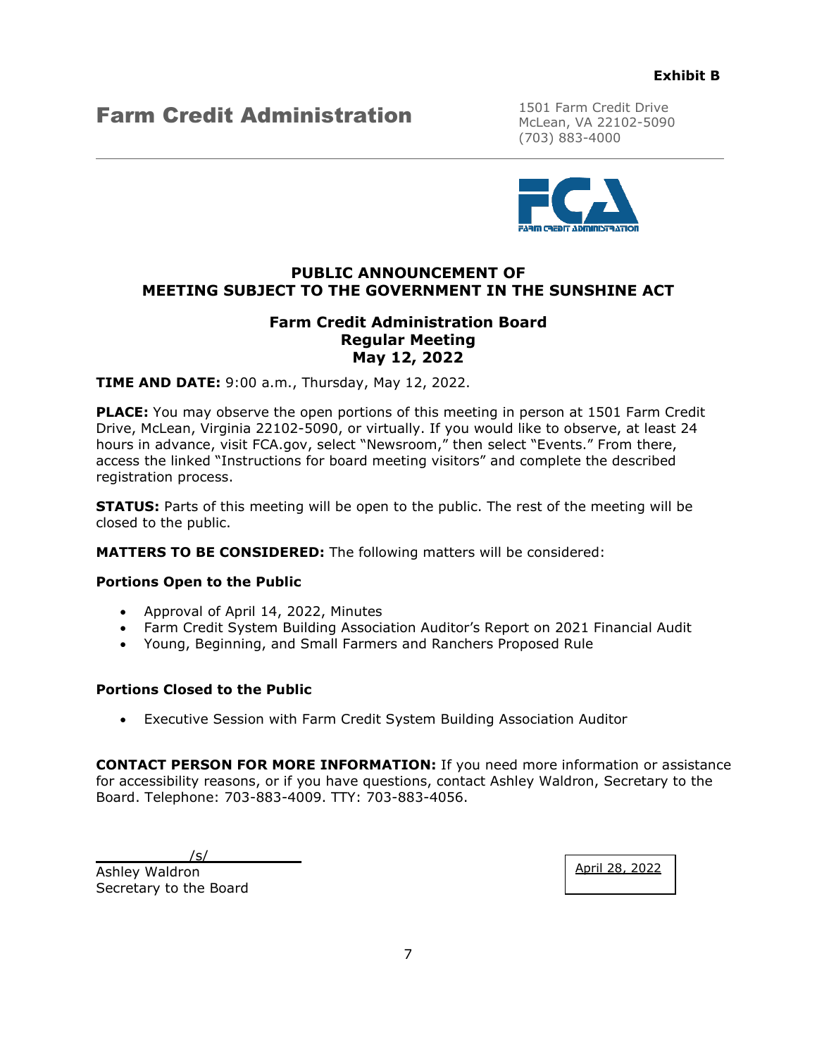**Exhibit B**

# Farm Credit Administration

1501 Farm Credit Drive
McLean, VA 22102-5090
(703) 883-4000

---

## PUBLIC ANNOUNCEMENT OF MEETING SUBJECT TO THE GOVERNMENT IN THE SUNSHINE ACT

### Farm Credit Administration Board Regular Meeting May 12, 2022

**TIME AND DATE:** 9:00 a.m., Thursday, May 12, 2022.

**PLACE:** You may observe the open portions of this meeting in person at 1501 Farm Credit Drive, McLean, Virginia 22102-5090, or virtually. If you would like to observe, at least 24 hours in advance, visit FCA.gov, select "Newsroom," then select "Events." From there, access the linked "Instructions for board meeting visitors" and complete the described registration process.

**STATUS:** Parts of this meeting will be open to the public. The rest of the meeting will be closed to the public.

**MATTERS TO BE CONSIDERED:** The following matters will be considered:

**Portions Open to the Public**

- Approval of April 14, 2022, Minutes
- Farm Credit System Building Association Auditor's Report on 2021 Financial Audit
- Young, Beginning, and Small Farmers and Ranchers Proposed Rule

**Portions Closed to the Public**

- Executive Session with Farm Credit System Building Association Auditor

**CONTACT PERSON FOR MORE INFORMATION:** If you need more information or assistance for accessibility reasons, or if you have questions, contact Ashley Waldron, Secretary to the Board. Telephone: 703-883-4009. TTY: 703-883-4056.

/s/
Ashley Waldron
Secretary to the Board

April 28, 2022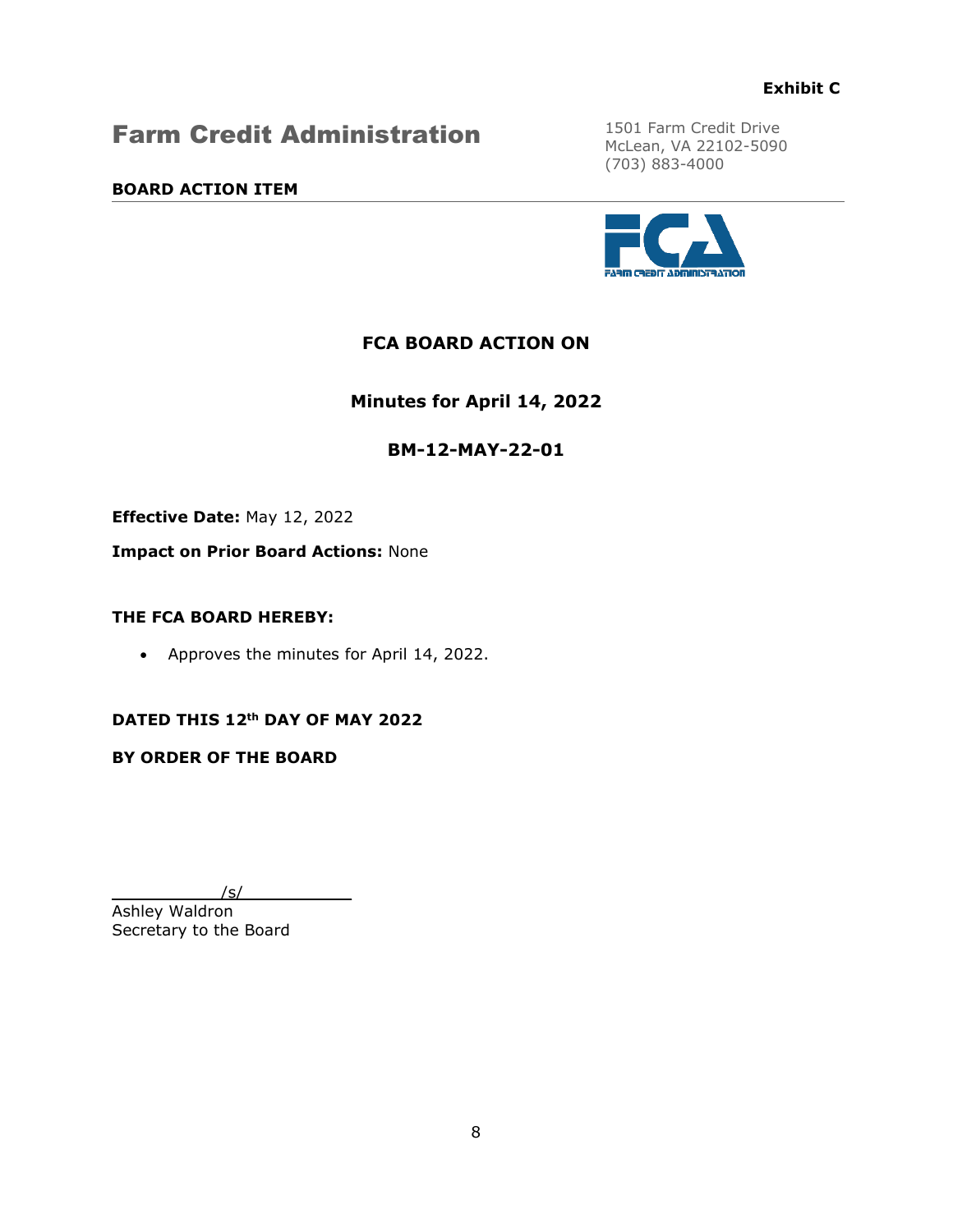**Exhibit C**

# Farm Credit Administration

1501 Farm Credit Drive
McLean, VA 22102-5090
(703) 883-4000

**BOARD ACTION ITEM**

---

## FCA BOARD ACTION ON

## Minutes for April 14, 2022

## BM-12-MAY-22-01

**Effective Date:** May 12, 2022

**Impact on Prior Board Actions:** None

**THE FCA BOARD HEREBY:**

- Approves the minutes for April 14, 2022.

**DATED THIS 12th DAY OF MAY 2022**

**BY ORDER OF THE BOARD**

/s/
Ashley Waldron
Secretary to the Board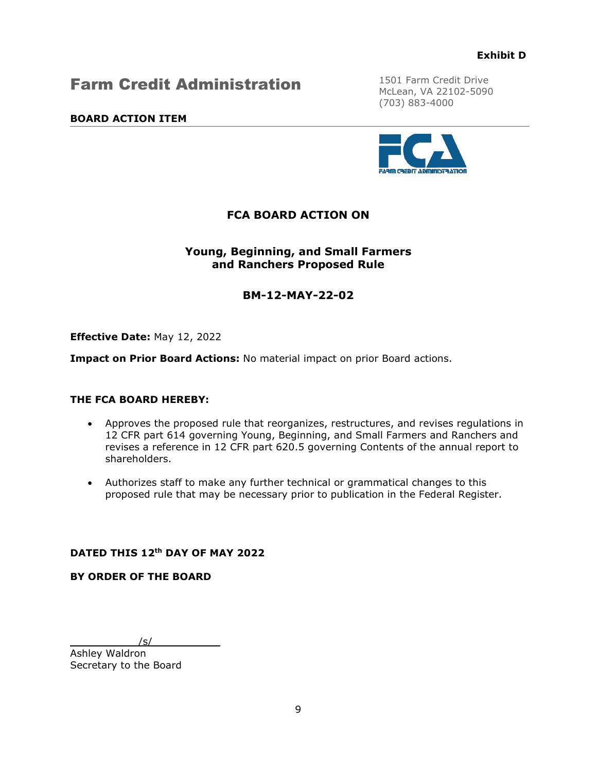**Exhibit D**

# Farm Credit Administration

1501 Farm Credit Drive
McLean, VA 22102-5090
(703) 883-4000

**BOARD ACTION ITEM**

## FCA BOARD ACTION ON

## Young, Beginning, and Small Farmers and Ranchers Proposed Rule

## BM-12-MAY-22-02

**Effective Date:** May 12, 2022

**Impact on Prior Board Actions:** No material impact on prior Board actions.

**THE FCA BOARD HEREBY:**

- Approves the proposed rule that reorganizes, restructures, and revises regulations in 12 CFR part 614 governing Young, Beginning, and Small Farmers and Ranchers and revises a reference in 12 CFR part 620.5 governing Contents of the annual report to shareholders.
- Authorizes staff to make any further technical or grammatical changes to this proposed rule that may be necessary prior to publication in the Federal Register.

**DATED THIS 12th DAY OF MAY 2022**

**BY ORDER OF THE BOARD**

/s/
Ashley Waldron
Secretary to the Board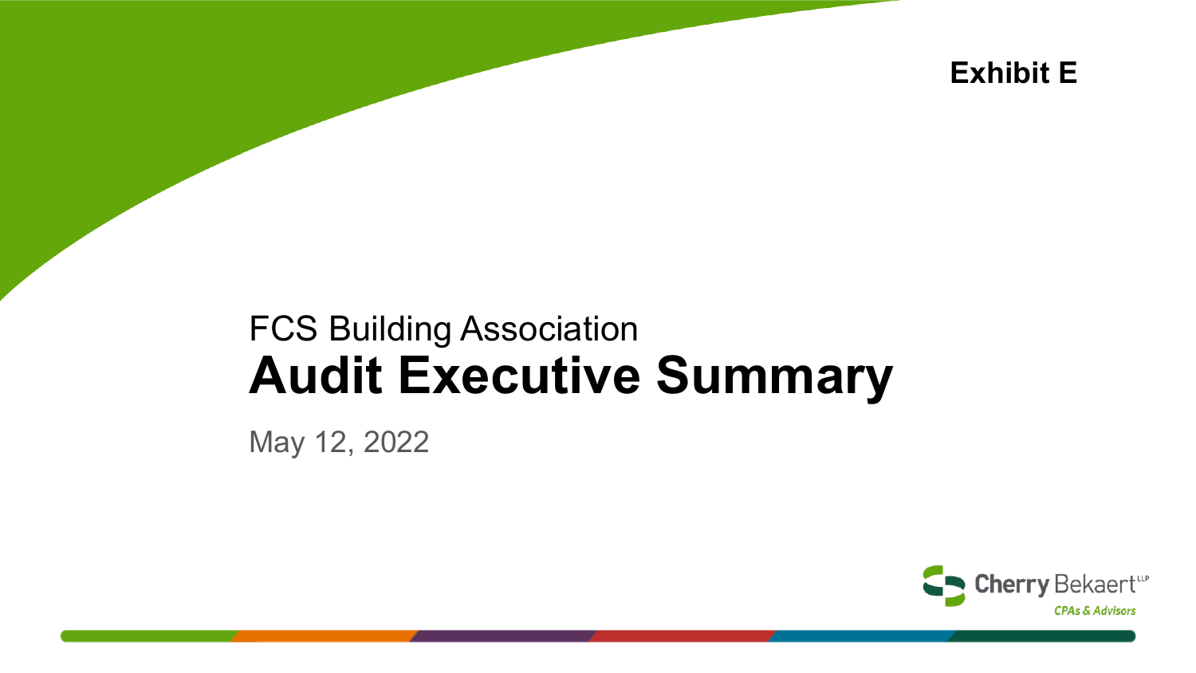**Exhibit E**

FCS Building Association

# Audit Executive Summary

May 12, 2022

Cherry Bekaert LLP
CPAs & Advisors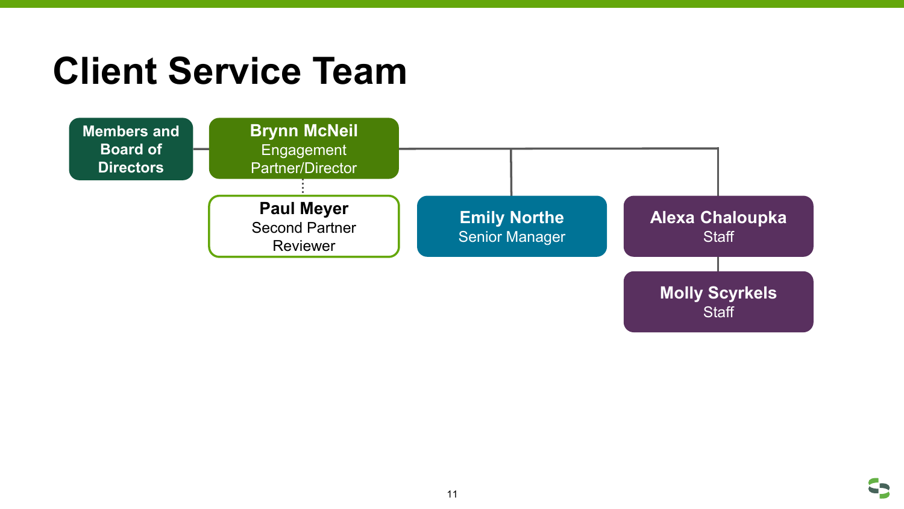# Client Service Team

- **Members and Board of Directors**
- **Brynn McNeil** – Engagement Partner/Director
  - **Paul Meyer** – Second Partner Reviewer
  - **Emily Northe** – Senior Manager
  - **Alexa Chaloupka** – Staff
    - **Molly Scyrkels** – Staff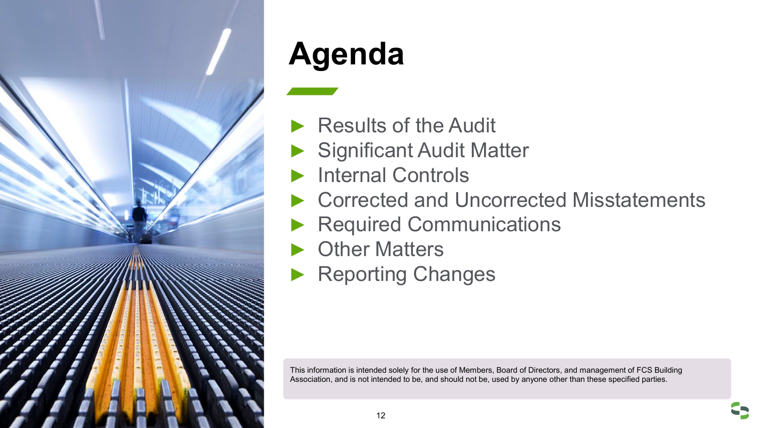# Agenda

- Results of the Audit
- Significant Audit Matter
- Internal Controls
- Corrected and Uncorrected Misstatements
- Required Communications
- Other Matters
- Reporting Changes

This information is intended solely for the use of Members, Board of Directors, and management of FCS Building Association, and is not intended to be, and should not be, used by anyone other than these specified parties.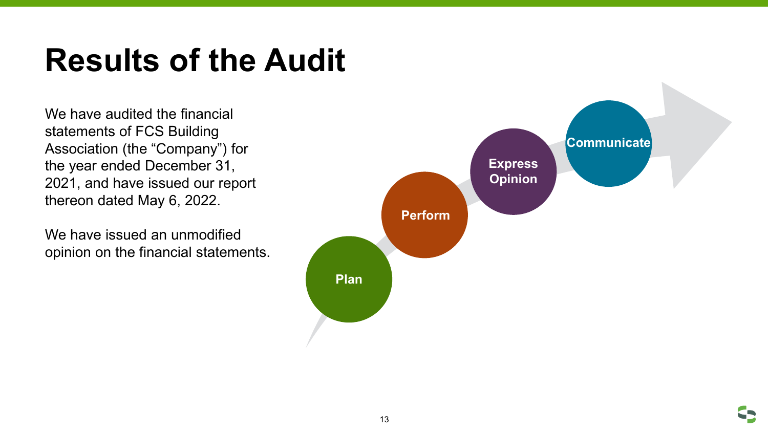# Results of the Audit

We have audited the financial statements of FCS Building Association (the "Company") for the year ended December 31, 2021, and have issued our report thereon dated May 6, 2022.

We have issued an unmodified opinion on the financial statements.

Plan

Perform

Express Opinion

Communicate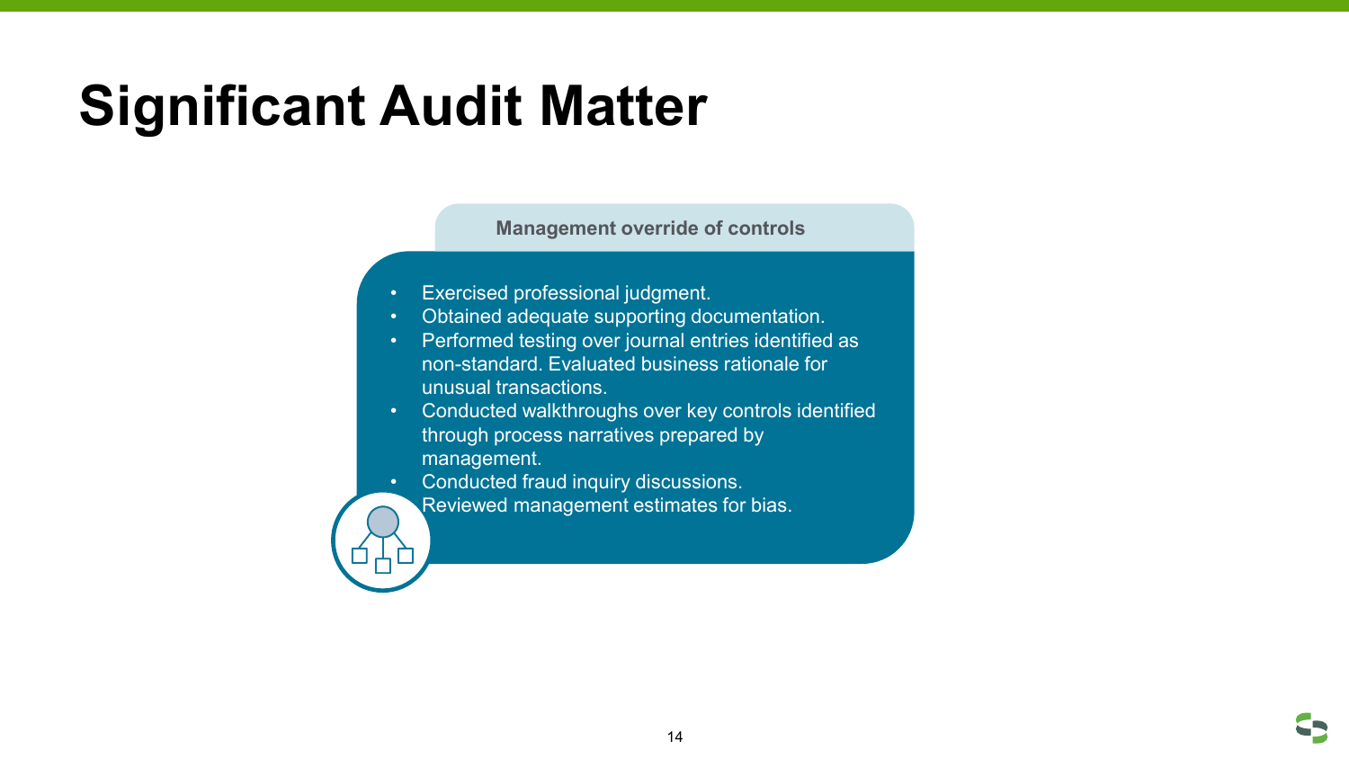# Significant Audit Matter

**Management override of controls**

- Exercised professional judgment.
- Obtained adequate supporting documentation.
- Performed testing over journal entries identified as non-standard. Evaluated business rationale for unusual transactions.
- Conducted walkthroughs over key controls identified through process narratives prepared by management.
- Conducted fraud inquiry discussions.
- Reviewed management estimates for bias.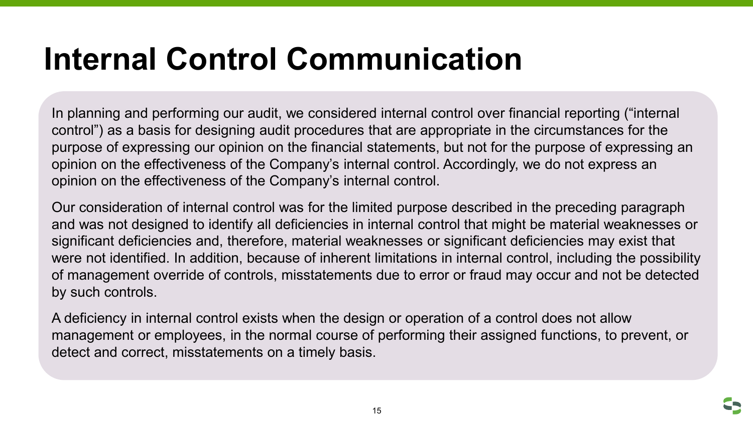# Internal Control Communication

In planning and performing our audit, we considered internal control over financial reporting (“internal control”) as a basis for designing audit procedures that are appropriate in the circumstances for the purpose of expressing our opinion on the financial statements, but not for the purpose of expressing an opinion on the effectiveness of the Company’s internal control. Accordingly, we do not express an opinion on the effectiveness of the Company’s internal control.

Our consideration of internal control was for the limited purpose described in the preceding paragraph and was not designed to identify all deficiencies in internal control that might be material weaknesses or significant deficiencies and, therefore, material weaknesses or significant deficiencies may exist that were not identified. In addition, because of inherent limitations in internal control, including the possibility of management override of controls, misstatements due to error or fraud may occur and not be detected by such controls.

A deficiency in internal control exists when the design or operation of a control does not allow management or employees, in the normal course of performing their assigned functions, to prevent, or detect and correct, misstatements on a timely basis.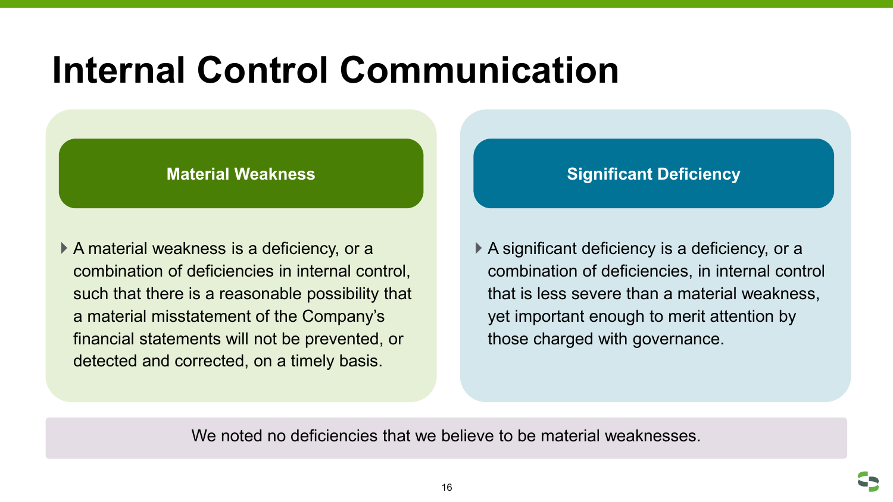# Internal Control Communication

## Material Weakness

- A material weakness is a deficiency, or a combination of deficiencies in internal control, such that there is a reasonable possibility that a material misstatement of the Company's financial statements will not be prevented, or detected and corrected, on a timely basis.

## Significant Deficiency

- A significant deficiency is a deficiency, or a combination of deficiencies, in internal control that is less severe than a material weakness, yet important enough to merit attention by those charged with governance.

We noted no deficiencies that we believe to be material weaknesses.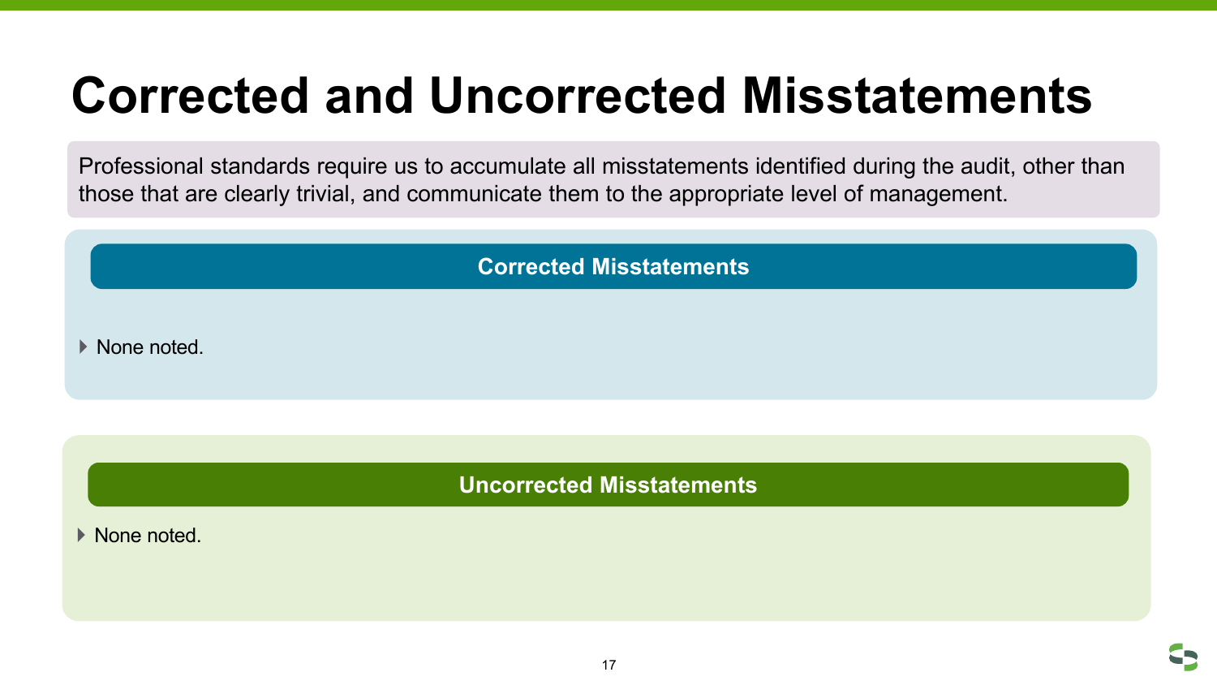# Corrected and Uncorrected Misstatements

Professional standards require us to accumulate all misstatements identified during the audit, other than those that are clearly trivial, and communicate them to the appropriate level of management.

## Corrected Misstatements

- None noted.

## Uncorrected Misstatements

- None noted.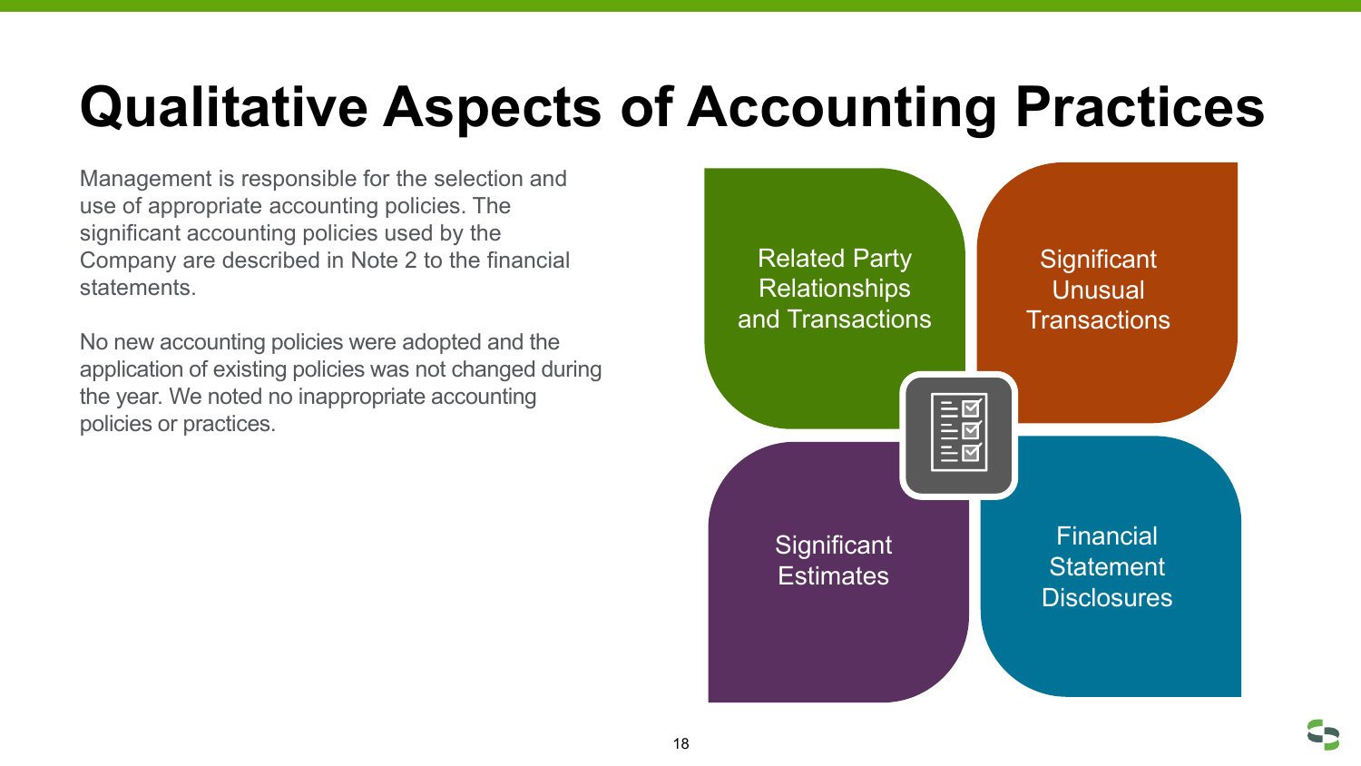# Qualitative Aspects of Accounting Practices

Management is responsible for the selection and use of appropriate accounting policies. The significant accounting policies used by the Company are described in Note 2 to the financial statements.

No new accounting policies were adopted and the application of existing policies was not changed during the year. We noted no inappropriate accounting policies or practices.

- Related Party Relationships and Transactions
- Significant Unusual Transactions
- Significant Estimates
- Financial Statement Disclosures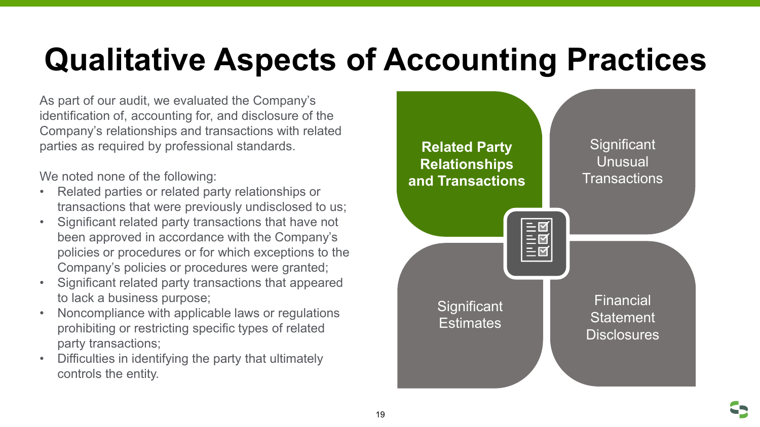# Qualitative Aspects of Accounting Practices

As part of our audit, we evaluated the Company's identification of, accounting for, and disclosure of the Company's relationships and transactions with related parties as required by professional standards.

We noted none of the following:

- Related parties or related party relationships or transactions that were previously undisclosed to us;
- Significant related party transactions that have not been approved in accordance with the Company's policies or procedures or for which exceptions to the Company's policies or procedures were granted;
- Significant related party transactions that appeared to lack a business purpose;
- Noncompliance with applicable laws or regulations prohibiting or restricting specific types of related party transactions;
- Difficulties in identifying the party that ultimately controls the entity.

**Related Party Relationships and Transactions**

Significant Unusual Transactions

Significant Estimates

Financial Statement Disclosures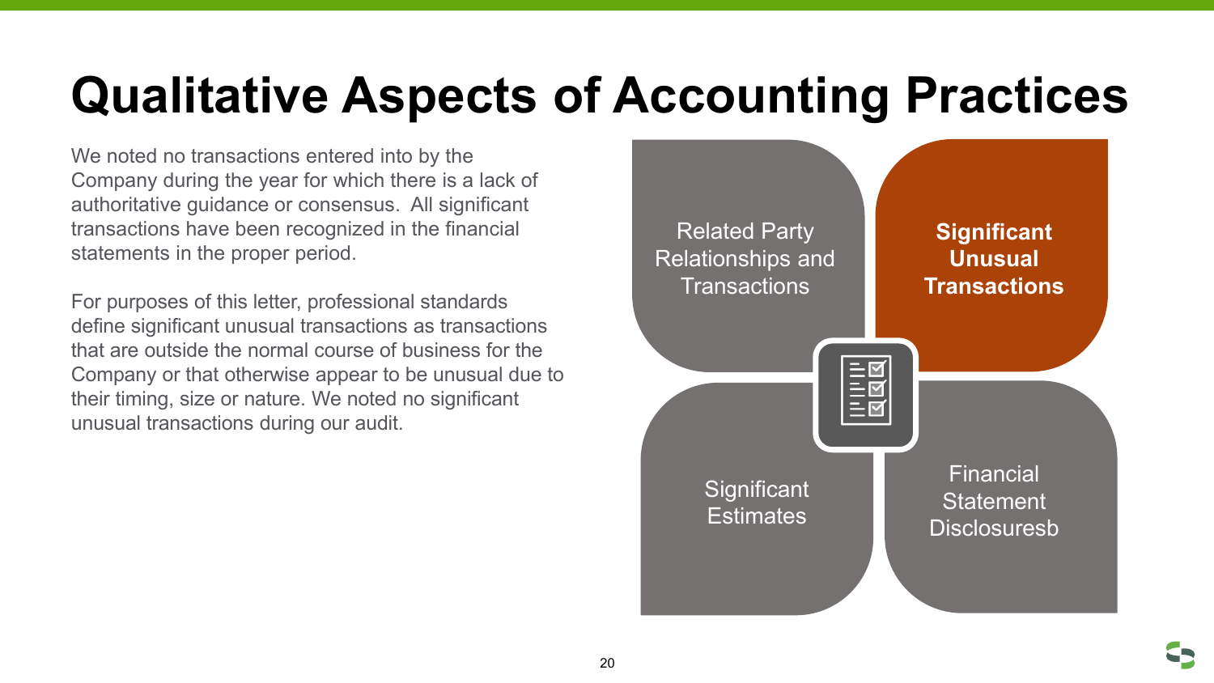# Qualitative Aspects of Accounting Practices

We noted no transactions entered into by the Company during the year for which there is a lack of authoritative guidance or consensus. All significant transactions have been recognized in the financial statements in the proper period.

For purposes of this letter, professional standards define significant unusual transactions as transactions that are outside the normal course of business for the Company or that otherwise appear to be unusual due to their timing, size or nature. We noted no significant unusual transactions during our audit.

- Related Party Relationships and Transactions
- **Significant Unusual Transactions**
- Significant Estimates
- Financial Statement Disclosuresb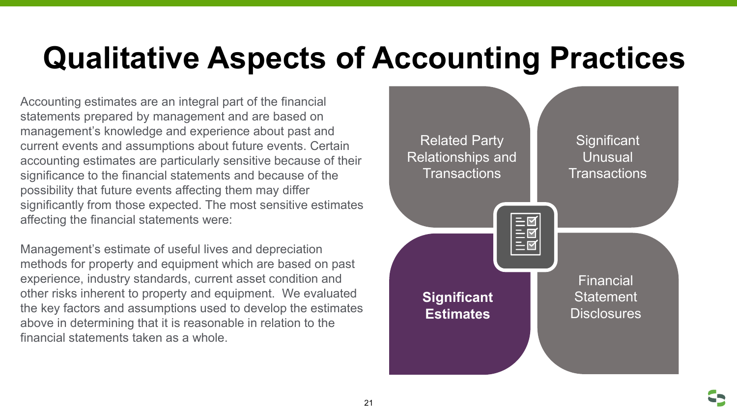# Qualitative Aspects of Accounting Practices

Accounting estimates are an integral part of the financial statements prepared by management and are based on management's knowledge and experience about past and current events and assumptions about future events. Certain accounting estimates are particularly sensitive because of their significance to the financial statements and because of the possibility that future events affecting them may differ significantly from those expected. The most sensitive estimates affecting the financial statements were:

Management's estimate of useful lives and depreciation methods for property and equipment which are based on past experience, industry standards, current asset condition and other risks inherent to property and equipment. We evaluated the key factors and assumptions used to develop the estimates above in determining that it is reasonable in relation to the financial statements taken as a whole.

- Related Party Relationships and Transactions
- Significant Unusual Transactions
- **Significant Estimates**
- Financial Statement Disclosures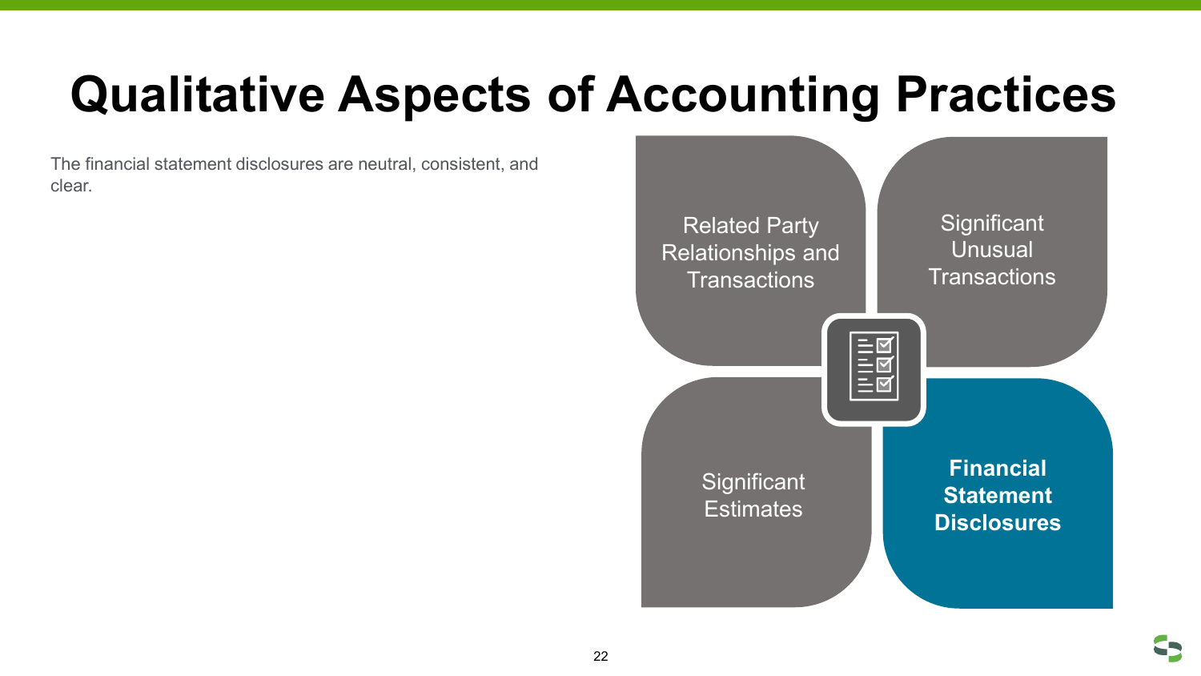# Qualitative Aspects of Accounting Practices

The financial statement disclosures are neutral, consistent, and clear.

- Related Party Relationships and Transactions
- Significant Unusual Transactions
- Significant Estimates
- **Financial Statement Disclosures**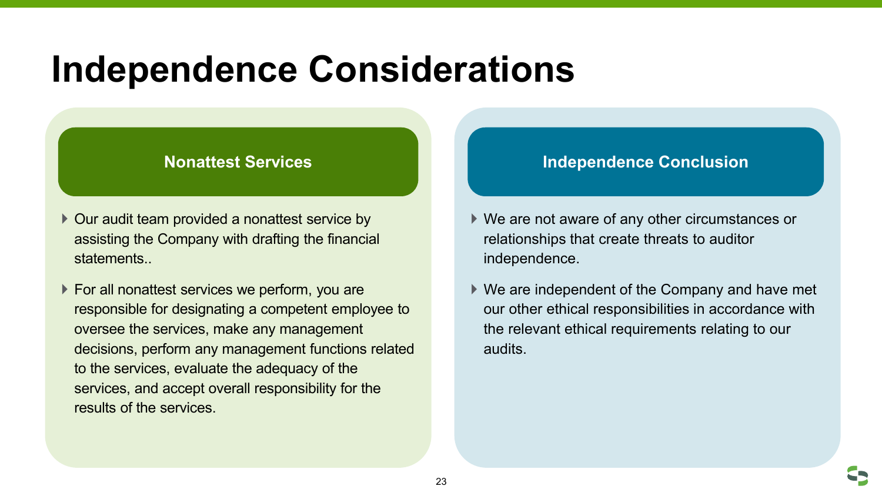# Independence Considerations

## Nonattest Services

- Our audit team provided a nonattest service by assisting the Company with drafting the financial statements..
- For all nonattest services we perform, you are responsible for designating a competent employee to oversee the services, make any management decisions, perform any management functions related to the services, evaluate the adequacy of the services, and accept overall responsibility for the results of the services.

## Independence Conclusion

- We are not aware of any other circumstances or relationships that create threats to auditor independence.
- We are independent of the Company and have met our other ethical responsibilities in accordance with the relevant ethical requirements relating to our audits.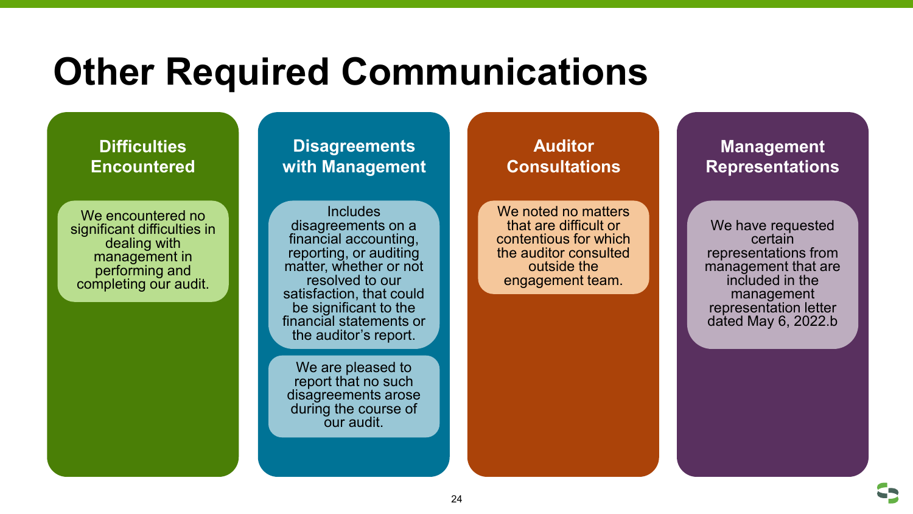# Other Required Communications

## Difficulties Encountered

We encountered no significant difficulties in dealing with management in performing and completing our audit.

## Disagreements with Management

Includes disagreements on a financial accounting, reporting, or auditing matter, whether or not resolved to our satisfaction, that could be significant to the financial statements or the auditor's report.

We are pleased to report that no such disagreements arose during the course of our audit.

## Auditor Consultations

We noted no matters that are difficult or contentious for which the auditor consulted outside the engagement team.

## Management Representations

We have requested certain representations from management that are included in the management representation letter dated May 6, 2022.b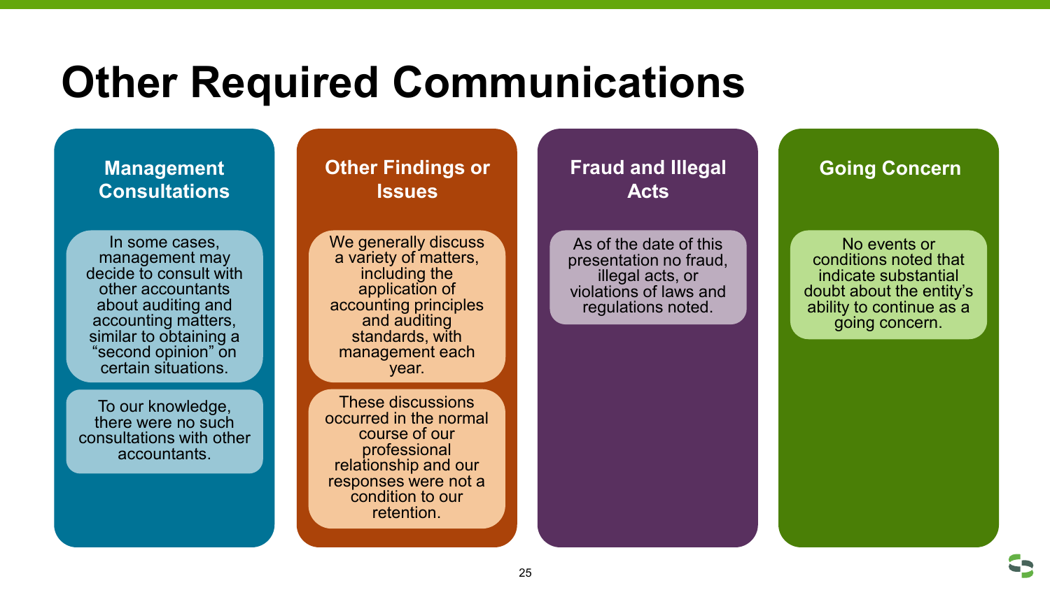# Other Required Communications

## Management Consultations

In some cases, management may decide to consult with other accountants about auditing and accounting matters, similar to obtaining a "second opinion" on certain situations.

To our knowledge, there were no such consultations with other accountants.

## Other Findings or Issues

We generally discuss a variety of matters, including the application of accounting principles and auditing standards, with management each year.

These discussions occurred in the normal course of our professional relationship and our responses were not a condition to our retention.

## Fraud and Illegal Acts

As of the date of this presentation no fraud, illegal acts, or violations of laws and regulations noted.

## Going Concern

No events or conditions noted that indicate substantial doubt about the entity's ability to continue as a going concern.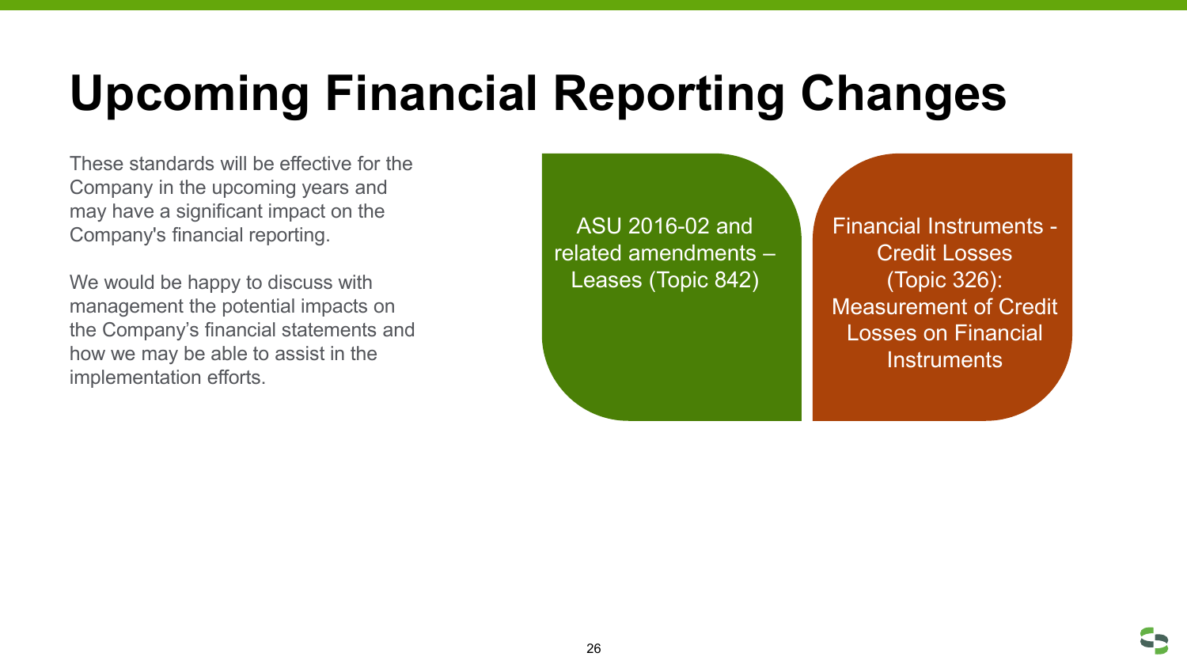# Upcoming Financial Reporting Changes

These standards will be effective for the Company in the upcoming years and may have a significant impact on the Company's financial reporting.

We would be happy to discuss with management the potential impacts on the Company's financial statements and how we may be able to assist in the implementation efforts.

- ASU 2016-02 and related amendments – Leases (Topic 842)
- Financial Instruments - Credit Losses (Topic 326): Measurement of Credit Losses on Financial Instruments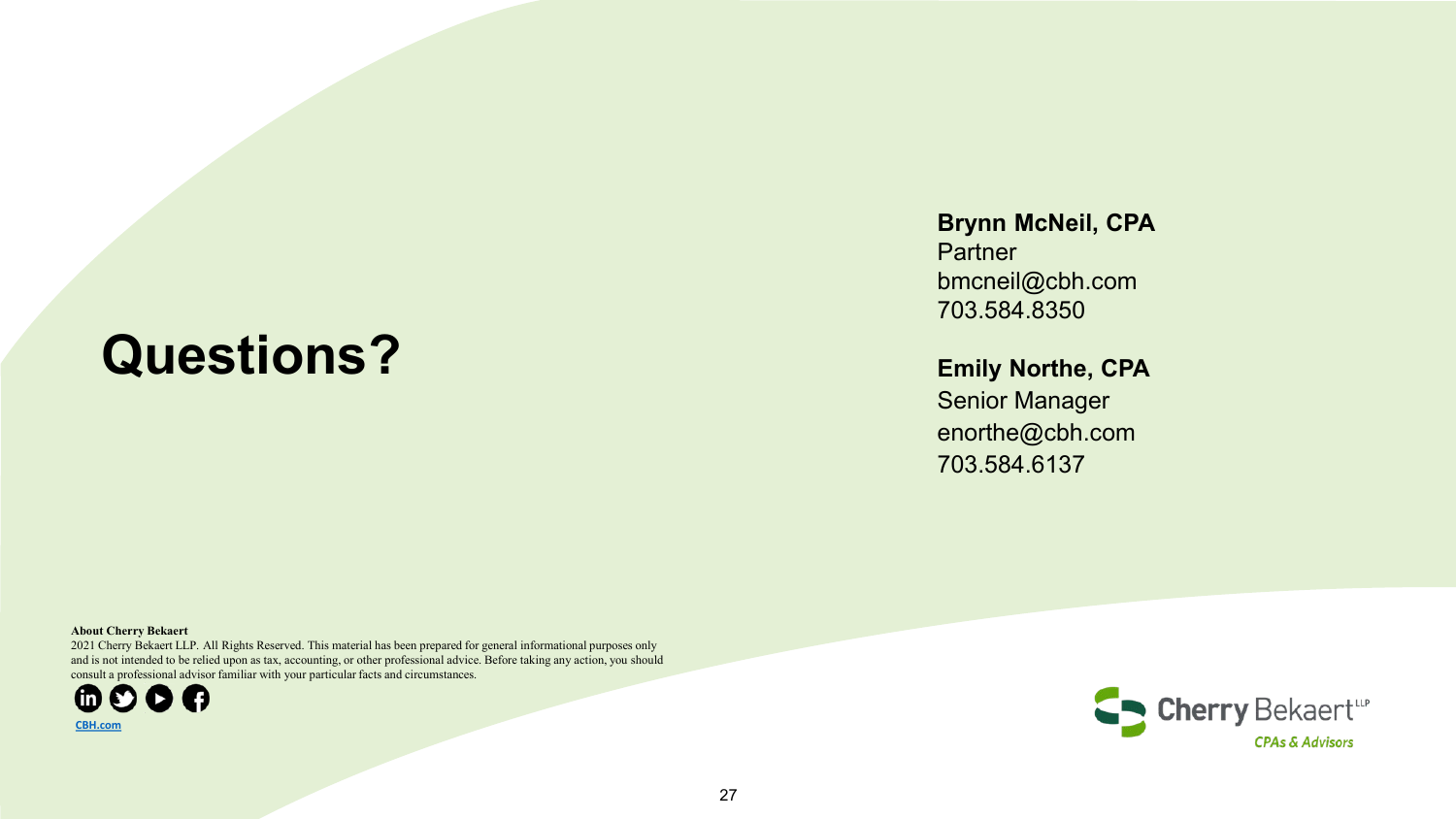# Questions?

**Brynn McNeil, CPA**
Partner
bmcneil@cbh.com
703.584.8350

**Emily Northe, CPA**
Senior Manager
enorthe@cbh.com
703.584.6137

**About Cherry Bekaert**
2021 Cherry Bekaert LLP. All Rights Reserved. This material has been prepared for general informational purposes only and is not intended to be relied upon as tax, accounting, or other professional advice. Before taking any action, you should consult a professional advisor familiar with your particular facts and circumstances.

CBH.com

Cherry Bekaert LLP
CPAs & Advisors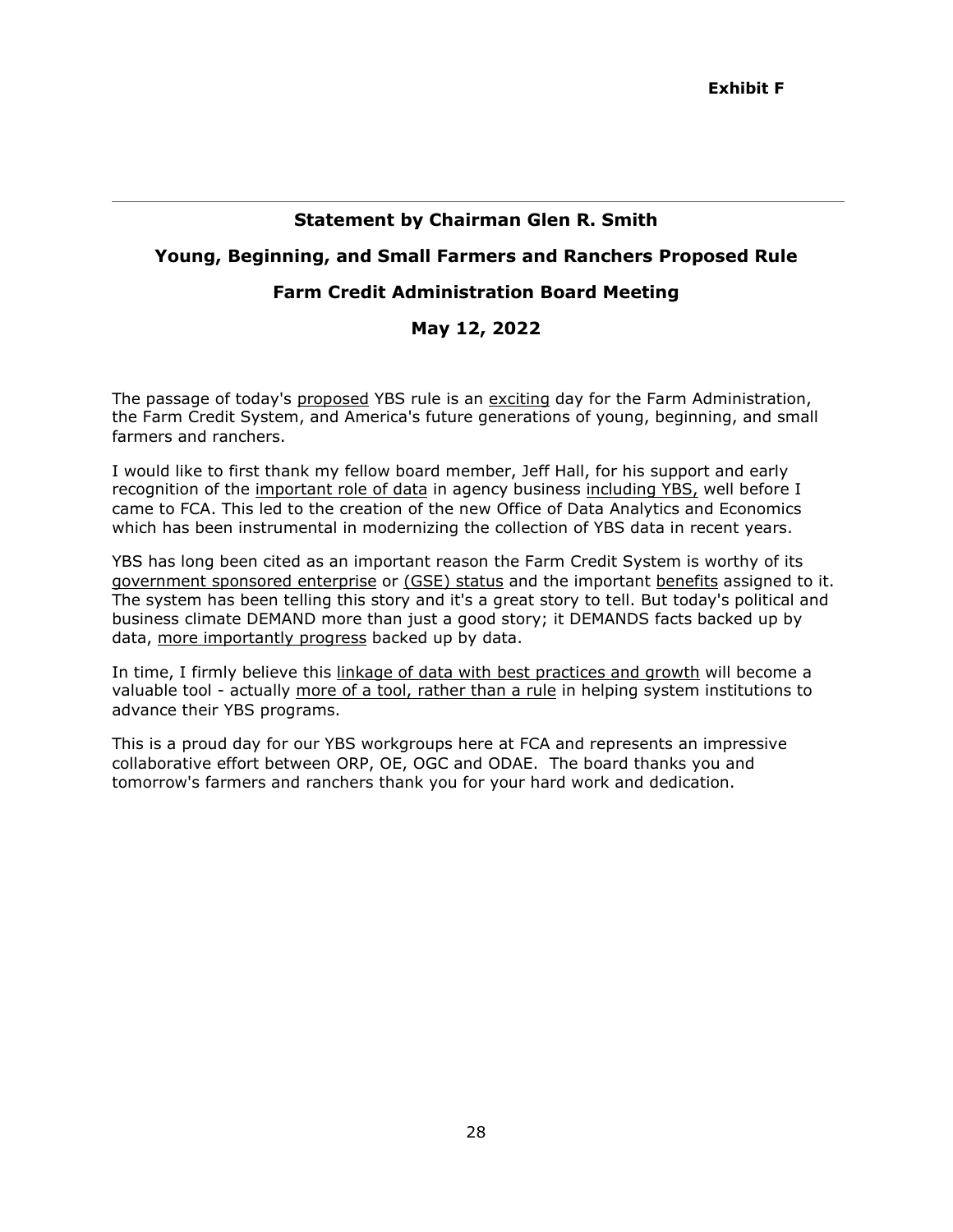**Exhibit F**

---

## Statement by Chairman Glen R. Smith

## Young, Beginning, and Small Farmers and Ranchers Proposed Rule

## Farm Credit Administration Board Meeting

## May 12, 2022

The passage of today's <u>proposed</u> YBS rule is an <u>exciting</u> day for the Farm Administration, the Farm Credit System, and America's future generations of young, beginning, and small farmers and ranchers.

I would like to first thank my fellow board member, Jeff Hall, for his support and early recognition of the <u>important role of data</u> in agency business <u>including YBS,</u> well before I came to FCA. This led to the creation of the new Office of Data Analytics and Economics which has been instrumental in modernizing the collection of YBS data in recent years.

YBS has long been cited as an important reason the Farm Credit System is worthy of its <u>government sponsored enterprise</u> or <u>(GSE) status</u> and the important <u>benefits</u> assigned to it. The system has been telling this story and it's a great story to tell. But today's political and business climate DEMAND more than just a good story; it DEMANDS facts backed up by data, <u>more importantly progress</u> backed up by data.

In time, I firmly believe this <u>linkage of data with best practices and growth</u> will become a valuable tool - actually <u>more of a tool, rather than a rule</u> in helping system institutions to advance their YBS programs.

This is a proud day for our YBS workgroups here at FCA and represents an impressive collaborative effort between ORP, OE, OGC and ODAE. The board thanks you and tomorrow's farmers and ranchers thank you for your hard work and dedication.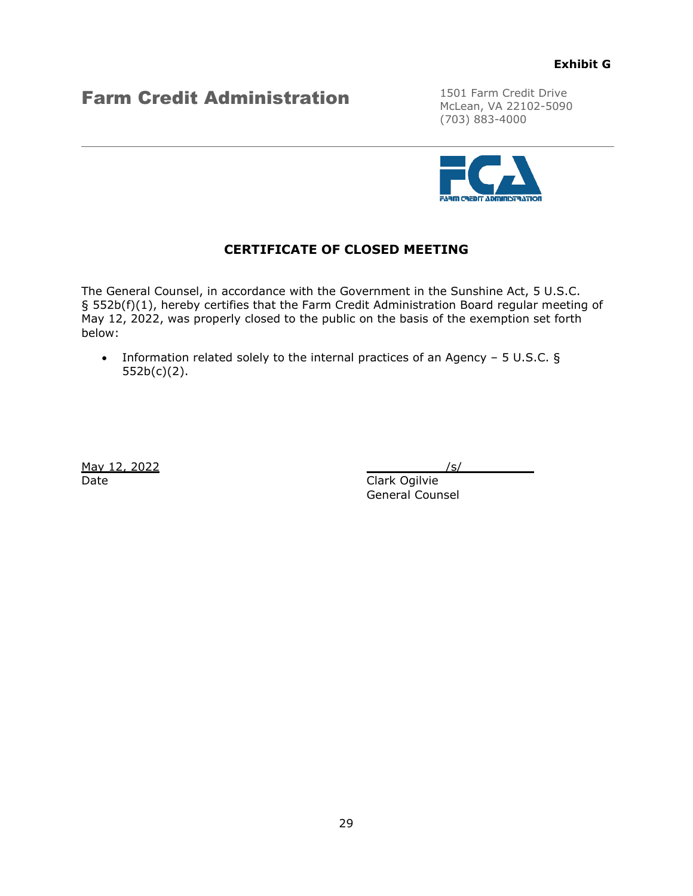**Exhibit G**

# Farm Credit Administration

1501 Farm Credit Drive
McLean, VA 22102-5090
(703) 883-4000

## CERTIFICATE OF CLOSED MEETING

The General Counsel, in accordance with the Government in the Sunshine Act, 5 U.S.C. § 552b(f)(1), hereby certifies that the Farm Credit Administration Board regular meeting of May 12, 2022, was properly closed to the public on the basis of the exemption set forth below:

- Information related solely to the internal practices of an Agency – 5 U.S.C. § 552b(c)(2).

May 12, 2022
Date

/s/
Clark Ogilvie
General Counsel